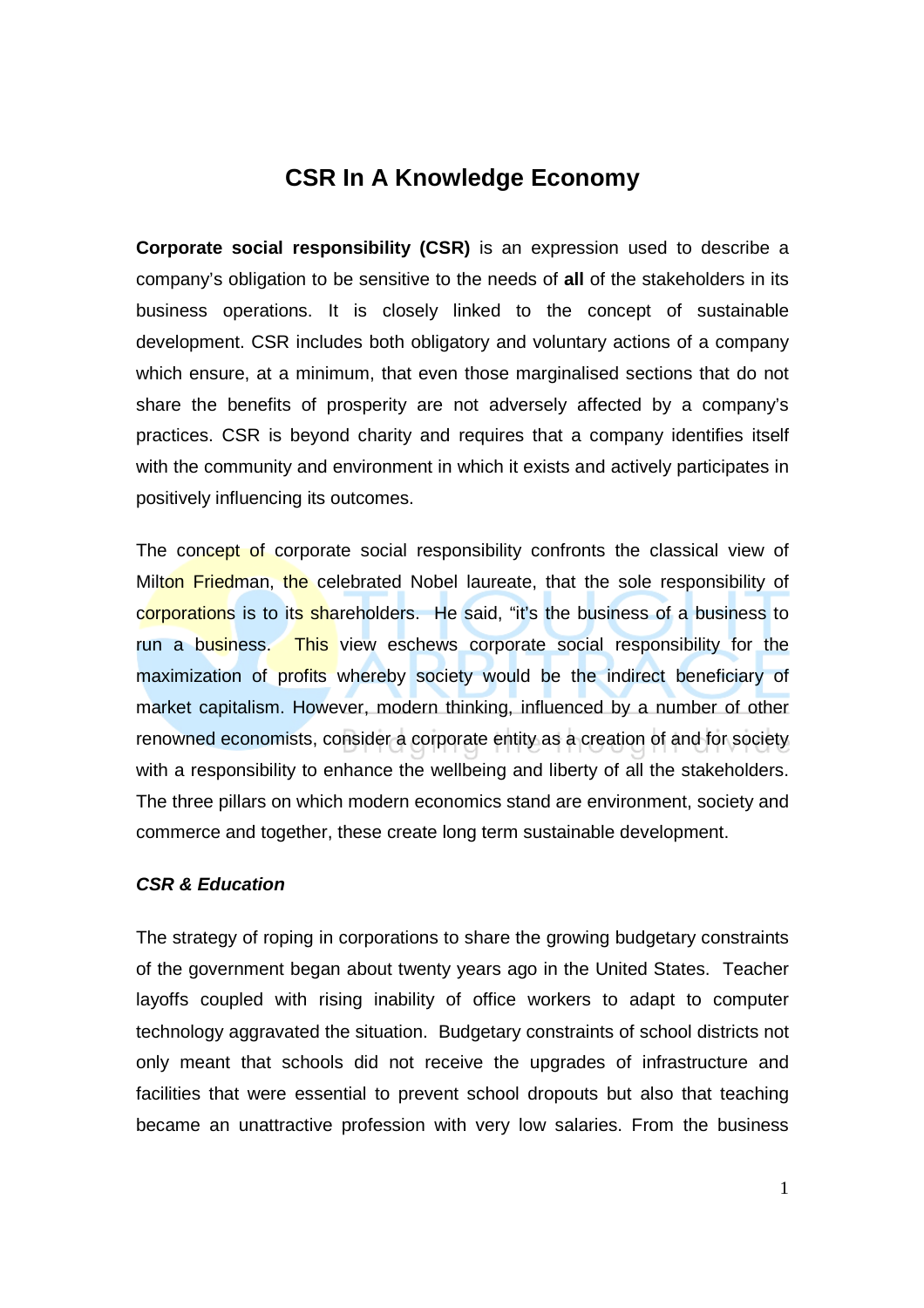# CSR In A Knowledge Economy

**Corporate social responsibility (CSR)** is an expression used to describe a company's obligation to be sensitive to the needs of **all** of the stakeholders in its business operations. It is closely linked to the concept of sustainable development. CSR includes both obligatory and voluntary actions of a company which ensure, at a minimum, that even those marginalised sections that do not share the benefits of prosperity are not adversely affected by a company's practices. CSR is beyond charity and requires that a company identifies itself with the community and environment in which it exists and actively participates in positively influencing its outcomes.

The concept of corporate social responsibility confronts the classical view of Milton Friedman, the celebrated Nobel laureate, that the sole responsibility of corporations is to its shareholders. He said, "it's the business of a business to run a business. This view eschews corporate social responsibility for the maximization of profits whereby society would be the indirect beneficiary of market capitalism. However, modern thinking, influenced by a number of other renowned economists, consider a corporate entity as a creation of and for society with a responsibility to enhance the wellbeing and liberty of all the stakeholders. The three pillars on which modern economics stand are environment, society and commerce and together, these create long term sustainable development.

***CSR & Education***

The strategy of roping in corporations to share the growing budgetary constraints of the government began about twenty years ago in the United States. Teacher layoffs coupled with rising inability of office workers to adapt to computer technology aggravated the situation. Budgetary constraints of school districts not only meant that schools did not receive the upgrades of infrastructure and facilities that were essential to prevent school dropouts but also that teaching became an unattractive profession with very low salaries. From the business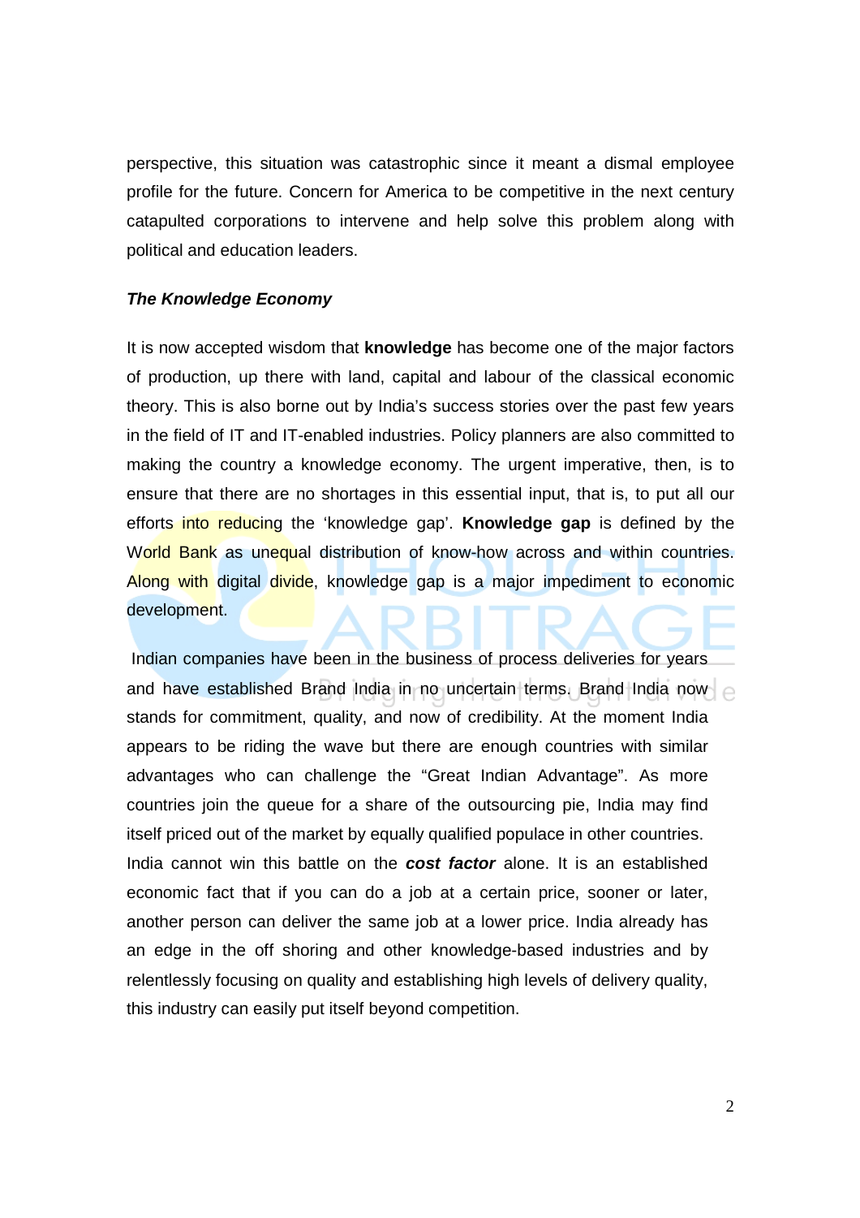perspective, this situation was catastrophic since it meant a dismal employee profile for the future. Concern for America to be competitive in the next century catapulted corporations to intervene and help solve this problem along with political and education leaders.

***The Knowledge Economy***

It is now accepted wisdom that **knowledge** has become one of the major factors of production, up there with land, capital and labour of the classical economic theory. This is also borne out by India's success stories over the past few years in the field of IT and IT-enabled industries. Policy planners are also committed to making the country a knowledge economy. The urgent imperative, then, is to ensure that there are no shortages in this essential input, that is, to put all our efforts into reducing the 'knowledge gap'. **Knowledge gap** is defined by the World Bank as unequal distribution of know-how across and within countries. Along with digital divide, knowledge gap is a major impediment to economic development.

Indian companies have been in the business of process deliveries for years and have established Brand India in no uncertain terms. Brand India now stands for commitment, quality, and now of credibility. At the moment India appears to be riding the wave but there are enough countries with similar advantages who can challenge the "Great Indian Advantage". As more countries join the queue for a share of the outsourcing pie, India may find itself priced out of the market by equally qualified populace in other countries. India cannot win this battle on the ***cost factor*** alone. It is an established economic fact that if you can do a job at a certain price, sooner or later, another person can deliver the same job at a lower price. India already has an edge in the off shoring and other knowledge-based industries and by relentlessly focusing on quality and establishing high levels of delivery quality, this industry can easily put itself beyond competition.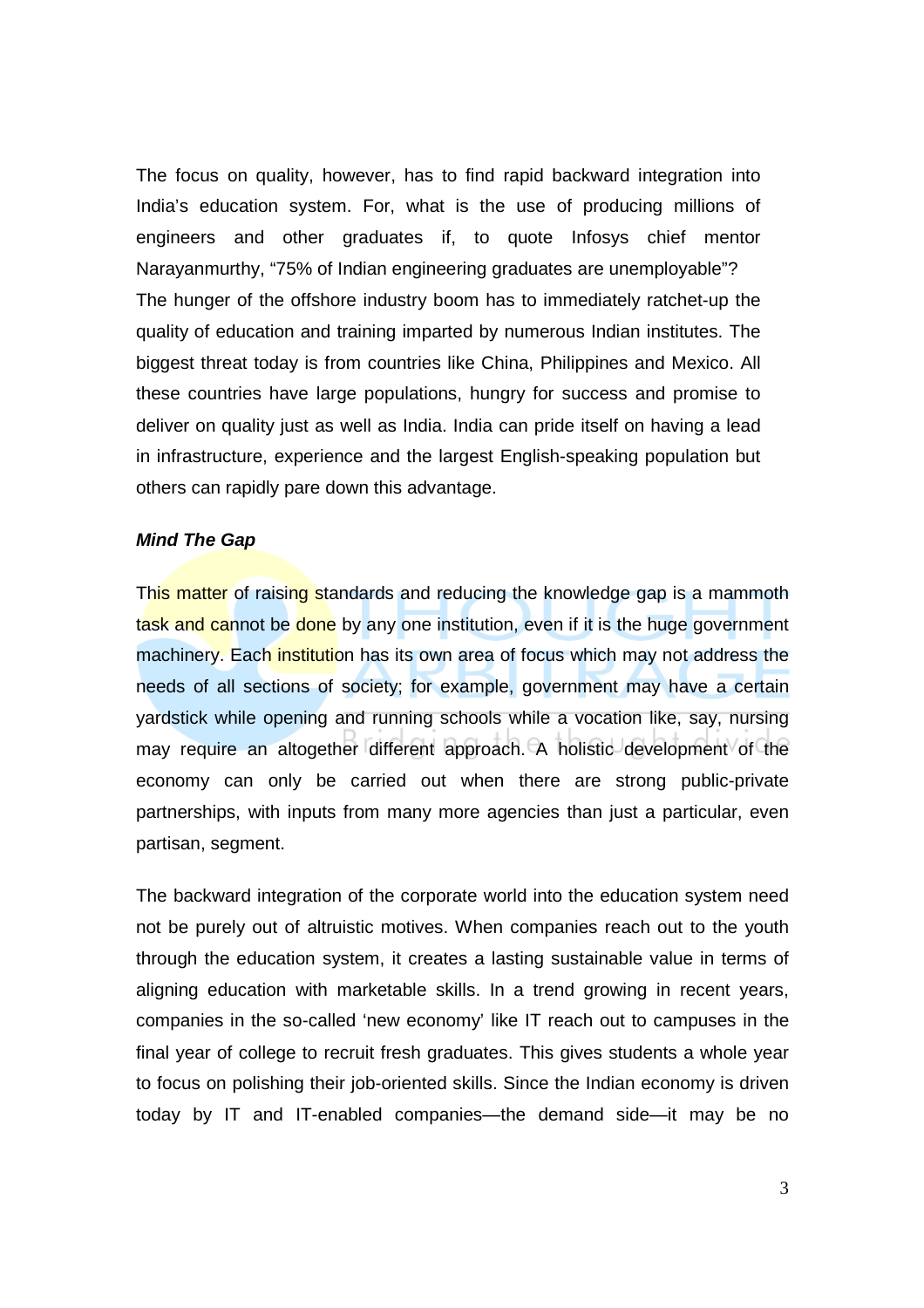The focus on quality, however, has to find rapid backward integration into India's education system. For, what is the use of producing millions of engineers and other graduates if, to quote Infosys chief mentor Narayanmurthy, "75% of Indian engineering graduates are unemployable"? The hunger of the offshore industry boom has to immediately ratchet-up the quality of education and training imparted by numerous Indian institutes. The biggest threat today is from countries like China, Philippines and Mexico. All these countries have large populations, hungry for success and promise to deliver on quality just as well as India. India can pride itself on having a lead in infrastructure, experience and the largest English-speaking population but others can rapidly pare down this advantage.

***Mind The Gap***

This matter of raising standards and reducing the knowledge gap is a mammoth task and cannot be done by any one institution, even if it is the huge government machinery. Each institution has its own area of focus which may not address the needs of all sections of society; for example, government may have a certain yardstick while opening and running schools while a vocation like, say, nursing may require an altogether different approach. A holistic development of the economy can only be carried out when there are strong public-private partnerships, with inputs from many more agencies than just a particular, even partisan, segment.

The backward integration of the corporate world into the education system need not be purely out of altruistic motives. When companies reach out to the youth through the education system, it creates a lasting sustainable value in terms of aligning education with marketable skills. In a trend growing in recent years, companies in the so-called 'new economy' like IT reach out to campuses in the final year of college to recruit fresh graduates. This gives students a whole year to focus on polishing their job-oriented skills. Since the Indian economy is driven today by IT and IT-enabled companies—the demand side—it may be no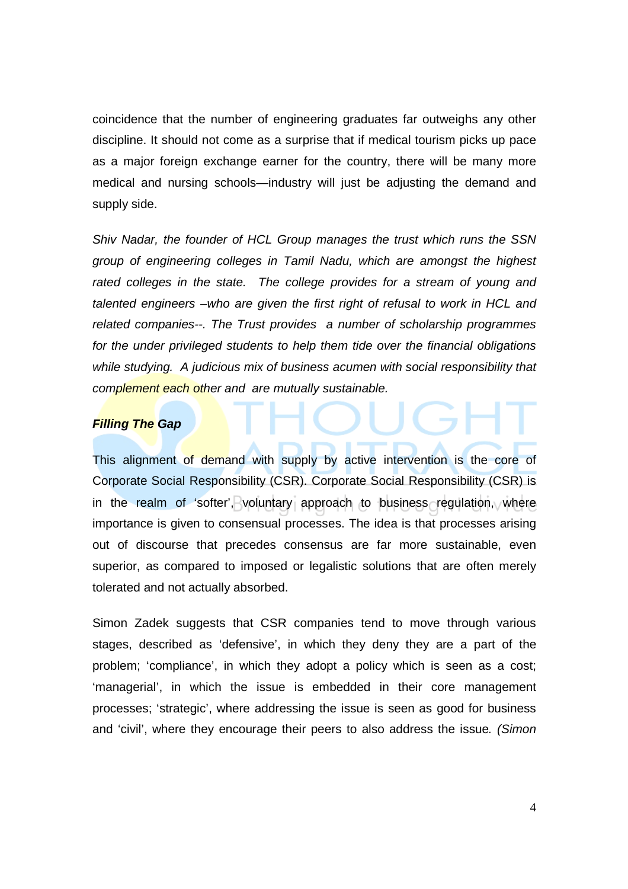coincidence that the number of engineering graduates far outweighs any other discipline. It should not come as a surprise that if medical tourism picks up pace as a major foreign exchange earner for the country, there will be many more medical and nursing schools—industry will just be adjusting the demand and supply side.

*Shiv Nadar, the founder of HCL Group manages the trust which runs the SSN group of engineering colleges in Tamil Nadu, which are amongst the highest rated colleges in the state. The college provides for a stream of young and talented engineers –who are given the first right of refusal to work in HCL and related companies--. The Trust provides a number of scholarship programmes for the under privileged students to help them tide over the financial obligations while studying. A judicious mix of business acumen with social responsibility that complement each other and are mutually sustainable.*

***Filling The Gap***

This alignment of demand with supply by active intervention is the core of Corporate Social Responsibility (CSR). Corporate Social Responsibility (CSR) is in the realm of 'softer', voluntary approach to business regulation, where importance is given to consensual processes. The idea is that processes arising out of discourse that precedes consensus are far more sustainable, even superior, as compared to imposed or legalistic solutions that are often merely tolerated and not actually absorbed.

Simon Zadek suggests that CSR companies tend to move through various stages, described as 'defensive', in which they deny they are a part of the problem; 'compliance', in which they adopt a policy which is seen as a cost; 'managerial', in which the issue is embedded in their core management processes; 'strategic', where addressing the issue is seen as good for business and 'civil', where they encourage their peers to also address the issue. *(Simon*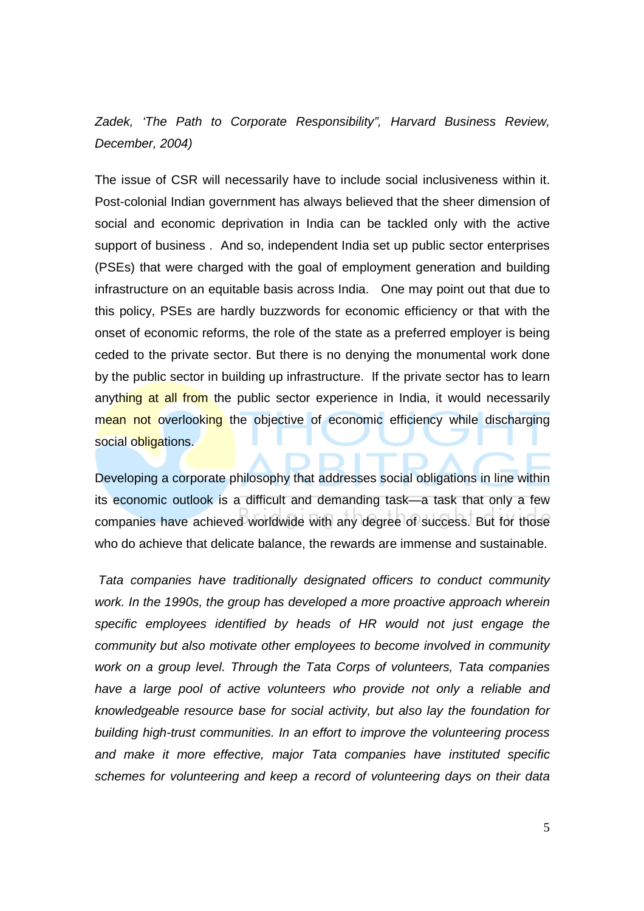*Zadek, 'The Path to Corporate Responsibility", Harvard Business Review, December, 2004)*

The issue of CSR will necessarily have to include social inclusiveness within it. Post-colonial Indian government has always believed that the sheer dimension of social and economic deprivation in India can be tackled only with the active support of business . And so, independent India set up public sector enterprises (PSEs) that were charged with the goal of employment generation and building infrastructure on an equitable basis across India. One may point out that due to this policy, PSEs are hardly buzzwords for economic efficiency or that with the onset of economic reforms, the role of the state as a preferred employer is being ceded to the private sector. But there is no denying the monumental work done by the public sector in building up infrastructure. If the private sector has to learn anything at all from the public sector experience in India, it would necessarily mean not overlooking the objective of economic efficiency while discharging social obligations.

Developing a corporate philosophy that addresses social obligations in line within its economic outlook is a difficult and demanding task—a task that only a few companies have achieved worldwide with any degree of success. But for those who do achieve that delicate balance, the rewards are immense and sustainable.

*Tata companies have traditionally designated officers to conduct community work. In the 1990s, the group has developed a more proactive approach wherein specific employees identified by heads of HR would not just engage the community but also motivate other employees to become involved in community work on a group level. Through the Tata Corps of volunteers, Tata companies have a large pool of active volunteers who provide not only a reliable and knowledgeable resource base for social activity, but also lay the foundation for building high-trust communities. In an effort to improve the volunteering process and make it more effective, major Tata companies have instituted specific schemes for volunteering and keep a record of volunteering days on their data*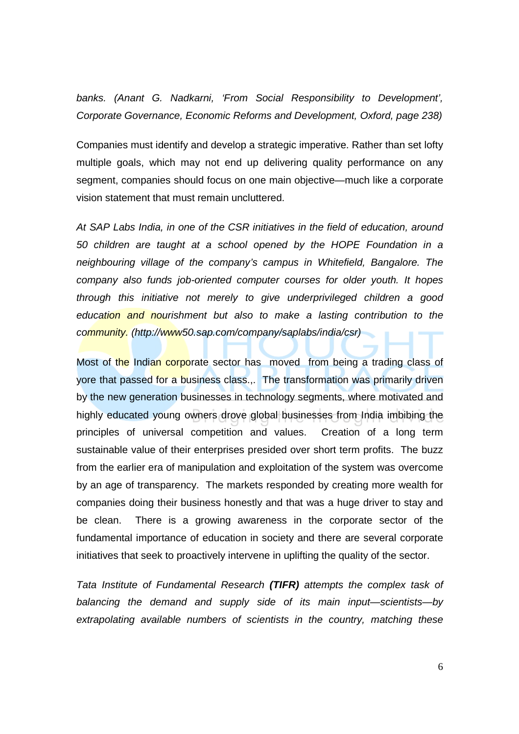*banks. (Anant G. Nadkarni, 'From Social Responsibility to Development', Corporate Governance, Economic Reforms and Development, Oxford, page 238)*

Companies must identify and develop a strategic imperative. Rather than set lofty multiple goals, which may not end up delivering quality performance on any segment, companies should focus on one main objective—much like a corporate vision statement that must remain uncluttered.

*At SAP Labs India, in one of the CSR initiatives in the field of education, around 50 children are taught at a school opened by the HOPE Foundation in a neighbouring village of the company's campus in Whitefield, Bangalore. The company also funds job-oriented computer courses for older youth. It hopes through this initiative not merely to give underprivileged children a good education and nourishment but also to make a lasting contribution to the community. (http://www50.sap.com/company/saplabs/india/csr)*

Most of the Indian corporate sector has moved from being a trading class of yore that passed for a business class.,. The transformation was primarily driven by the new generation businesses in technology segments, where motivated and highly educated young owners drove global businesses from India imbibing the principles of universal competition and values. Creation of a long term sustainable value of their enterprises presided over short term profits. The buzz from the earlier era of manipulation and exploitation of the system was overcome by an age of transparency. The markets responded by creating more wealth for companies doing their business honestly and that was a huge driver to stay and be clean. There is a growing awareness in the corporate sector of the fundamental importance of education in society and there are several corporate initiatives that seek to proactively intervene in uplifting the quality of the sector.

*Tata Institute of Fundamental Research* ***(TIFR)*** *attempts the complex task of balancing the demand and supply side of its main input—scientists—by extrapolating available numbers of scientists in the country, matching these*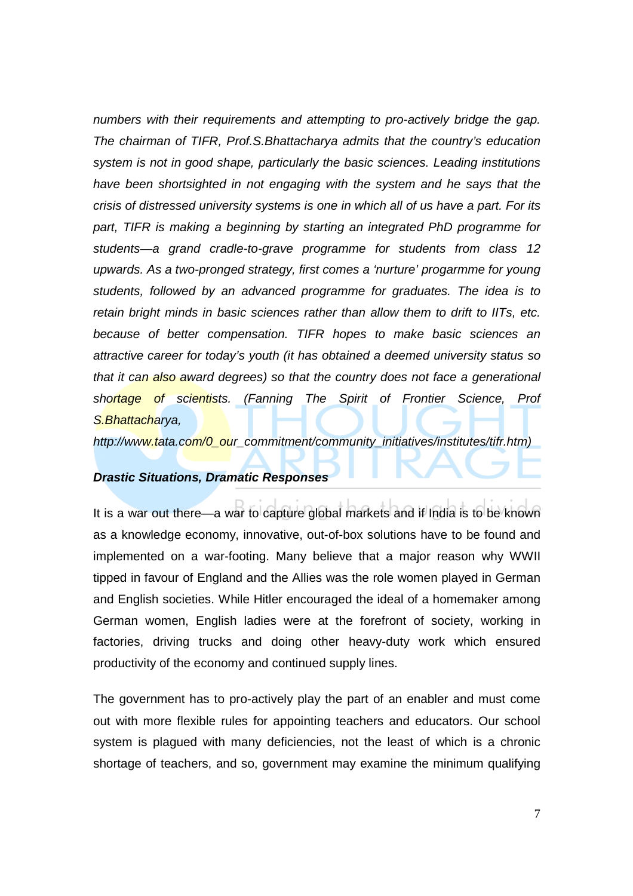*numbers with their requirements and attempting to pro-actively bridge the gap. The chairman of TIFR, Prof.S.Bhattacharya admits that the country's education system is not in good shape, particularly the basic sciences. Leading institutions have been shortsighted in not engaging with the system and he says that the crisis of distressed university systems is one in which all of us have a part. For its part, TIFR is making a beginning by starting an integrated PhD programme for students—a grand cradle-to-grave programme for students from class 12 upwards. As a two-pronged strategy, first comes a 'nurture' progarmme for young students, followed by an advanced programme for graduates. The idea is to retain bright minds in basic sciences rather than allow them to drift to IITs, etc. because of better compensation. TIFR hopes to make basic sciences an attractive career for today's youth (it has obtained a deemed university status so that it can also award degrees) so that the country does not face a generational shortage of scientists. (Fanning The Spirit of Frontier Science, Prof S.Bhattacharya, http://www.tata.com/0_our_commitment/community_initiatives/institutes/tifr.htm)*

***Drastic Situations, Dramatic Responses***

It is a war out there—a war to capture global markets and if India is to be known as a knowledge economy, innovative, out-of-box solutions have to be found and implemented on a war-footing. Many believe that a major reason why WWII tipped in favour of England and the Allies was the role women played in German and English societies. While Hitler encouraged the ideal of a homemaker among German women, English ladies were at the forefront of society, working in factories, driving trucks and doing other heavy-duty work which ensured productivity of the economy and continued supply lines.

The government has to pro-actively play the part of an enabler and must come out with more flexible rules for appointing teachers and educators. Our school system is plagued with many deficiencies, not the least of which is a chronic shortage of teachers, and so, government may examine the minimum qualifying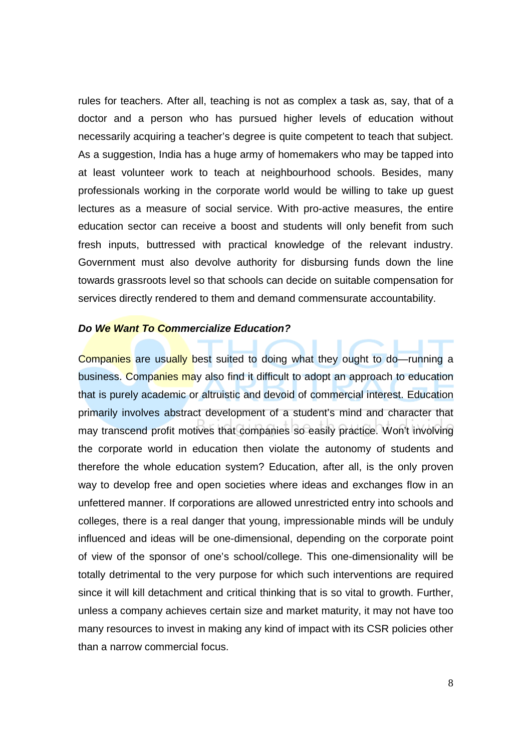rules for teachers. After all, teaching is not as complex a task as, say, that of a doctor and a person who has pursued higher levels of education without necessarily acquiring a teacher's degree is quite competent to teach that subject. As a suggestion, India has a huge army of homemakers who may be tapped into at least volunteer work to teach at neighbourhood schools. Besides, many professionals working in the corporate world would be willing to take up guest lectures as a measure of social service. With pro-active measures, the entire education sector can receive a boost and students will only benefit from such fresh inputs, buttressed with practical knowledge of the relevant industry. Government must also devolve authority for disbursing funds down the line towards grassroots level so that schools can decide on suitable compensation for services directly rendered to them and demand commensurate accountability.

***Do We Want To Commercialize Education?***

Companies are usually best suited to doing what they ought to do—running a business. Companies may also find it difficult to adopt an approach to education that is purely academic or altruistic and devoid of commercial interest. Education primarily involves abstract development of a student's mind and character that may transcend profit motives that companies so easily practice. Won't involving the corporate world in education then violate the autonomy of students and therefore the whole education system? Education, after all, is the only proven way to develop free and open societies where ideas and exchanges flow in an unfettered manner. If corporations are allowed unrestricted entry into schools and colleges, there is a real danger that young, impressionable minds will be unduly influenced and ideas will be one-dimensional, depending on the corporate point of view of the sponsor of one's school/college. This one-dimensionality will be totally detrimental to the very purpose for which such interventions are required since it will kill detachment and critical thinking that is so vital to growth. Further, unless a company achieves certain size and market maturity, it may not have too many resources to invest in making any kind of impact with its CSR policies other than a narrow commercial focus.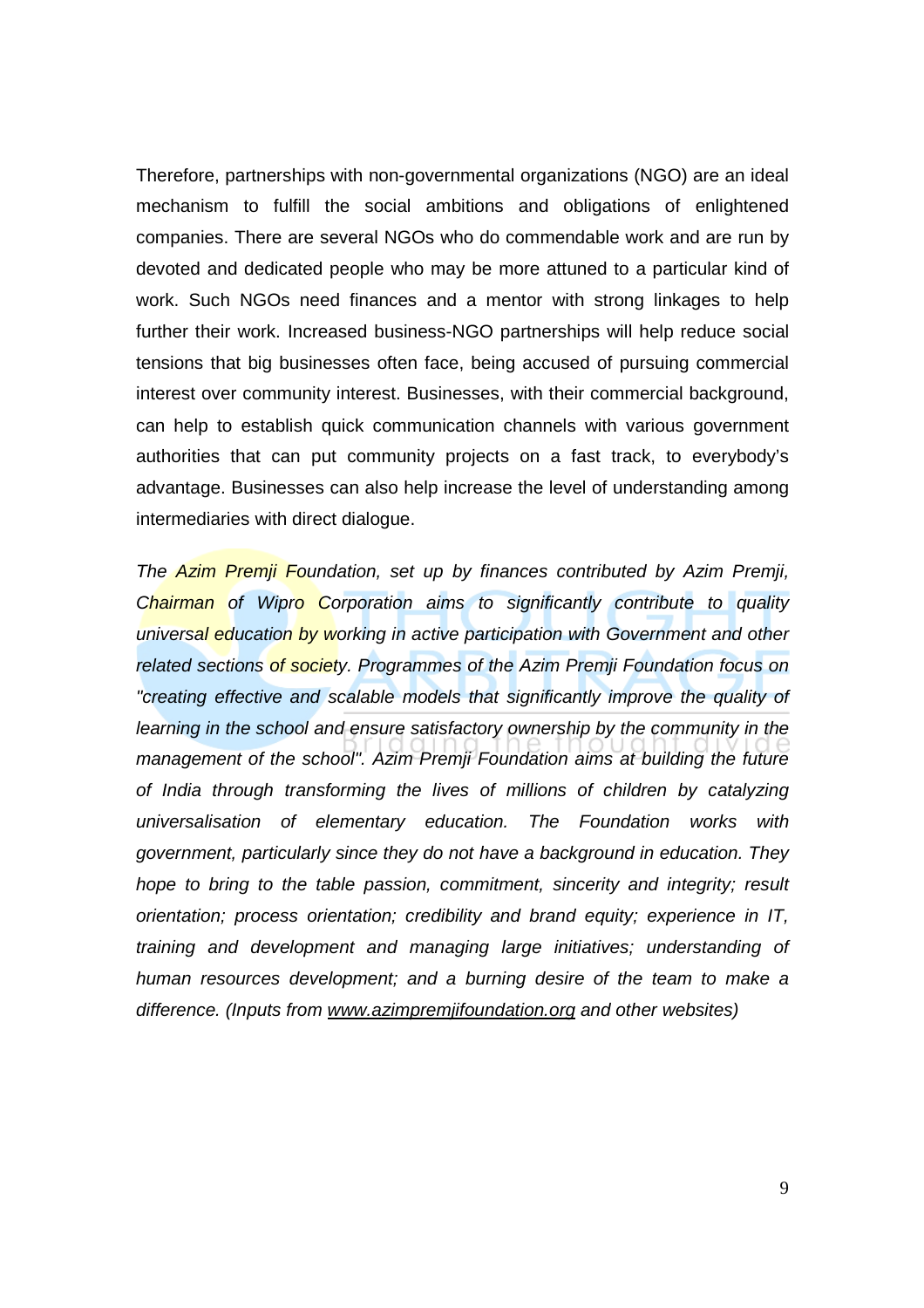Therefore, partnerships with non-governmental organizations (NGO) are an ideal mechanism to fulfill the social ambitions and obligations of enlightened companies. There are several NGOs who do commendable work and are run by devoted and dedicated people who may be more attuned to a particular kind of work. Such NGOs need finances and a mentor with strong linkages to help further their work. Increased business-NGO partnerships will help reduce social tensions that big businesses often face, being accused of pursuing commercial interest over community interest. Businesses, with their commercial background, can help to establish quick communication channels with various government authorities that can put community projects on a fast track, to everybody's advantage. Businesses can also help increase the level of understanding among intermediaries with direct dialogue.

*The Azim Premji Foundation, set up by finances contributed by Azim Premji, Chairman of Wipro Corporation aims to significantly contribute to quality universal education by working in active participation with Government and other related sections of society. Programmes of the Azim Premji Foundation focus on "creating effective and scalable models that significantly improve the quality of learning in the school and ensure satisfactory ownership by the community in the management of the school". Azim Premji Foundation aims at building the future of India through transforming the lives of millions of children by catalyzing universalisation of elementary education. The Foundation works with government, particularly since they do not have a background in education. They hope to bring to the table passion, commitment, sincerity and integrity; result orientation; process orientation; credibility and brand equity; experience in IT, training and development and managing large initiatives; understanding of human resources development; and a burning desire of the team to make a difference. (Inputs from www.azimpremjifoundation.org and other websites)*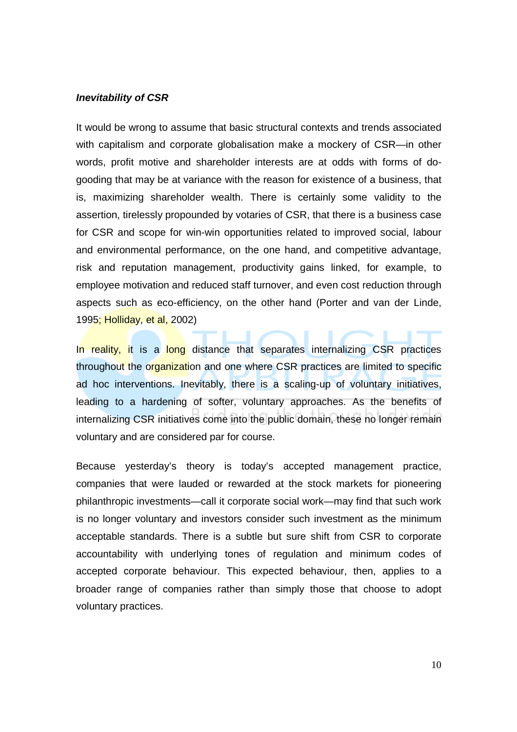***Inevitability of CSR***

It would be wrong to assume that basic structural contexts and trends associated with capitalism and corporate globalisation make a mockery of CSR—in other words, profit motive and shareholder interests are at odds with forms of do-gooding that may be at variance with the reason for existence of a business, that is, maximizing shareholder wealth. There is certainly some validity to the assertion, tirelessly propounded by votaries of CSR, that there is a business case for CSR and scope for win-win opportunities related to improved social, labour and environmental performance, on the one hand, and competitive advantage, risk and reputation management, productivity gains linked, for example, to employee motivation and reduced staff turnover, and even cost reduction through aspects such as eco-efficiency, on the other hand (Porter and van der Linde, 1995; Holliday, et al, 2002)

In reality, it is a long distance that separates internalizing CSR practices throughout the organization and one where CSR practices are limited to specific ad hoc interventions. Inevitably, there is a scaling-up of voluntary initiatives, leading to a hardening of softer, voluntary approaches. As the benefits of internalizing CSR initiatives come into the public domain, these no longer remain voluntary and are considered par for course.

Because yesterday's theory is today's accepted management practice, companies that were lauded or rewarded at the stock markets for pioneering philanthropic investments—call it corporate social work—may find that such work is no longer voluntary and investors consider such investment as the minimum acceptable standards. There is a subtle but sure shift from CSR to corporate accountability with underlying tones of regulation and minimum codes of accepted corporate behaviour. This expected behaviour, then, applies to a broader range of companies rather than simply those that choose to adopt voluntary practices.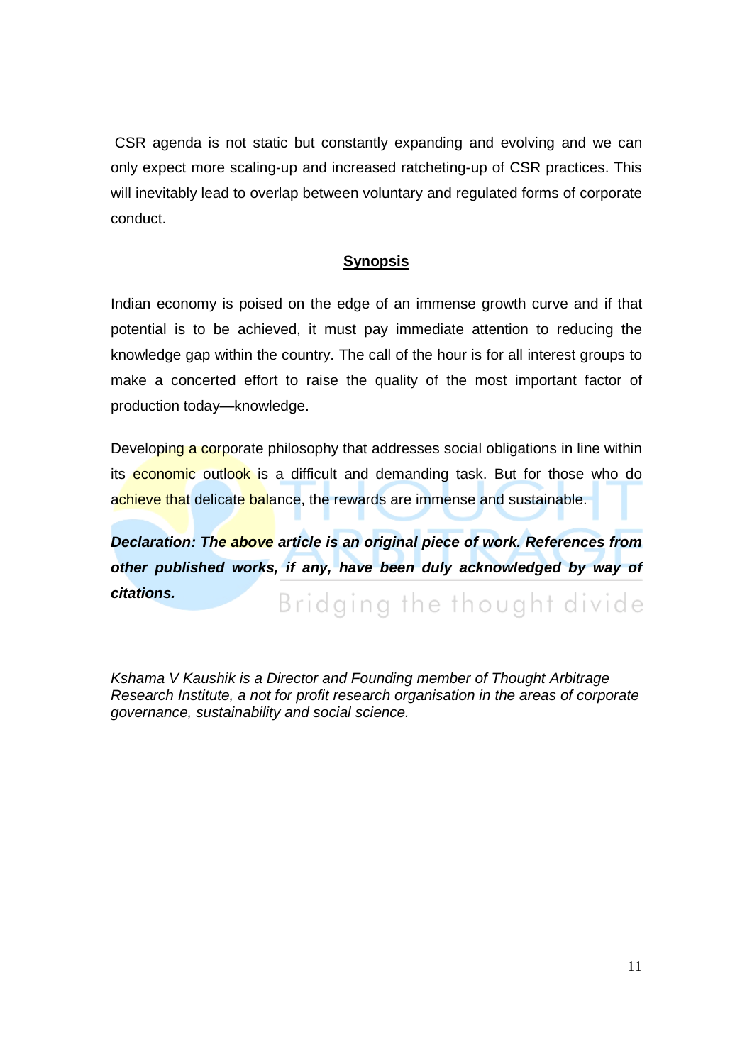CSR agenda is not static but constantly expanding and evolving and we can only expect more scaling-up and increased ratcheting-up of CSR practices. This will inevitably lead to overlap between voluntary and regulated forms of corporate conduct.

## Synopsis

Indian economy is poised on the edge of an immense growth curve and if that potential is to be achieved, it must pay immediate attention to reducing the knowledge gap within the country. The call of the hour is for all interest groups to make a concerted effort to raise the quality of the most important factor of production today—knowledge.

Developing a corporate philosophy that addresses social obligations in line within its economic outlook is a difficult and demanding task. But for those who do achieve that delicate balance, the rewards are immense and sustainable.

***Declaration: The above article is an original piece of work. References from other published works, if any, have been duly acknowledged by way of citations.***

*Kshama V Kaushik is a Director and Founding member of Thought Arbitrage Research Institute, a not for profit research organisation in the areas of corporate governance, sustainability and social science.*